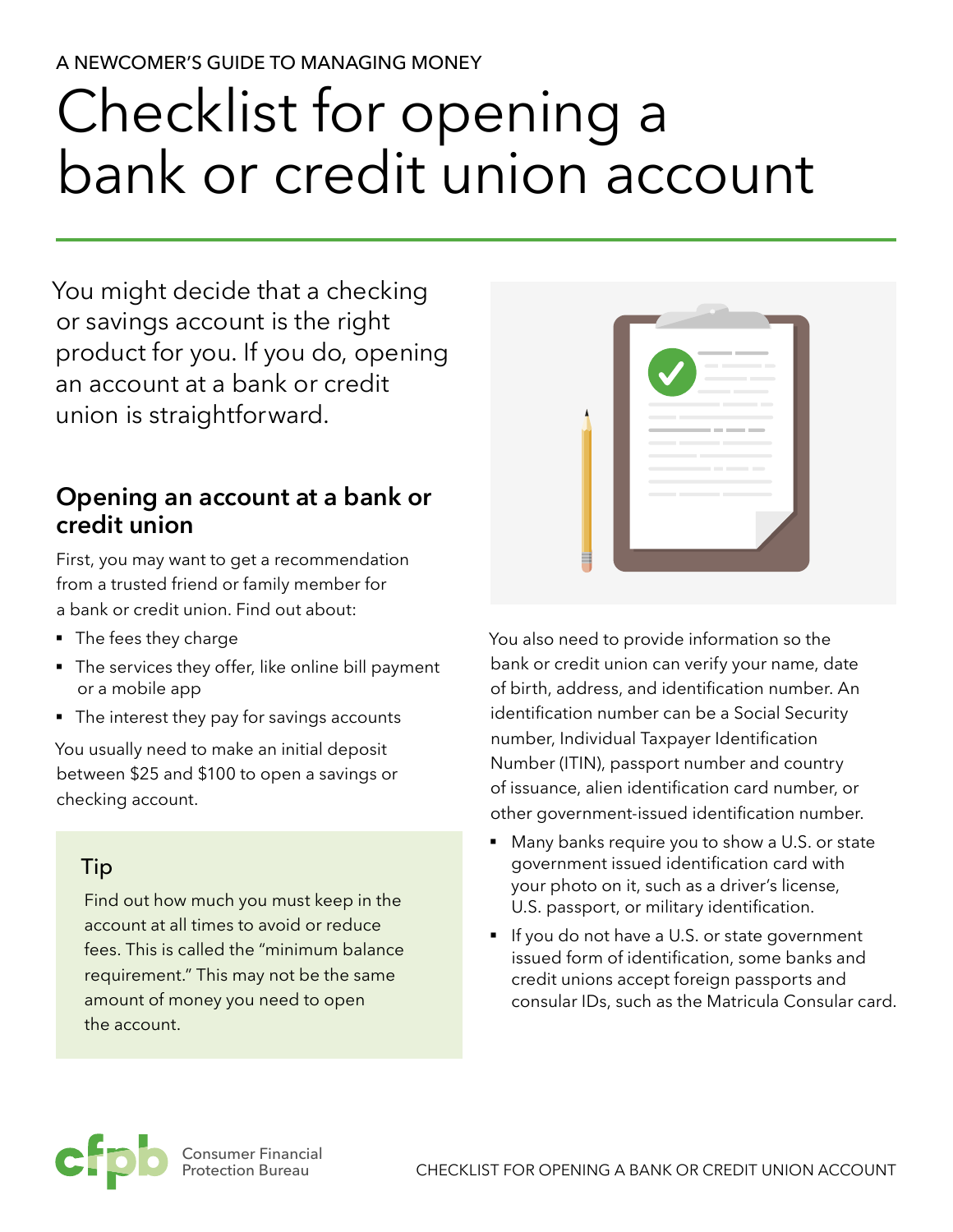A NEWCOMER'S GUIDE TO MANAGING MONEY

# Checklist for opening a bank or credit union account

You might decide that a checking or savings account is the right product for you. If you do, opening an account at a bank or credit union is straightforward.

## Opening an account at a bank or credit union

First, you may want to get a recommendation from a trusted friend or family member for a bank or credit union. Find out about:

- The fees they charge
- The services they offer, like online bill payment or a mobile app
- The interest they pay for savings accounts

You usually need to make an initial deposit between $25 and $100 to open a savings or checking account.

### Tip

Find out how much you must keep in the account at all times to avoid or reduce fees. This is called the "minimum balance requirement." This may not be the same amount of money you need to open the account.

You also need to provide information so the bank or credit union can verify your name, date of birth, address, and identification number. An identification number can be a Social Security number, Individual Taxpayer Identification Number (ITIN), passport number and country of issuance, alien identification card number, or other government-issued identification number.

- Many banks require you to show a U.S. or state government issued identification card with your photo on it, such as a driver's license, U.S. passport, or military identification.
- If you do not have a U.S. or state government issued form of identification, some banks and credit unions accept foreign passports and consular IDs, such as the Matricula Consular card.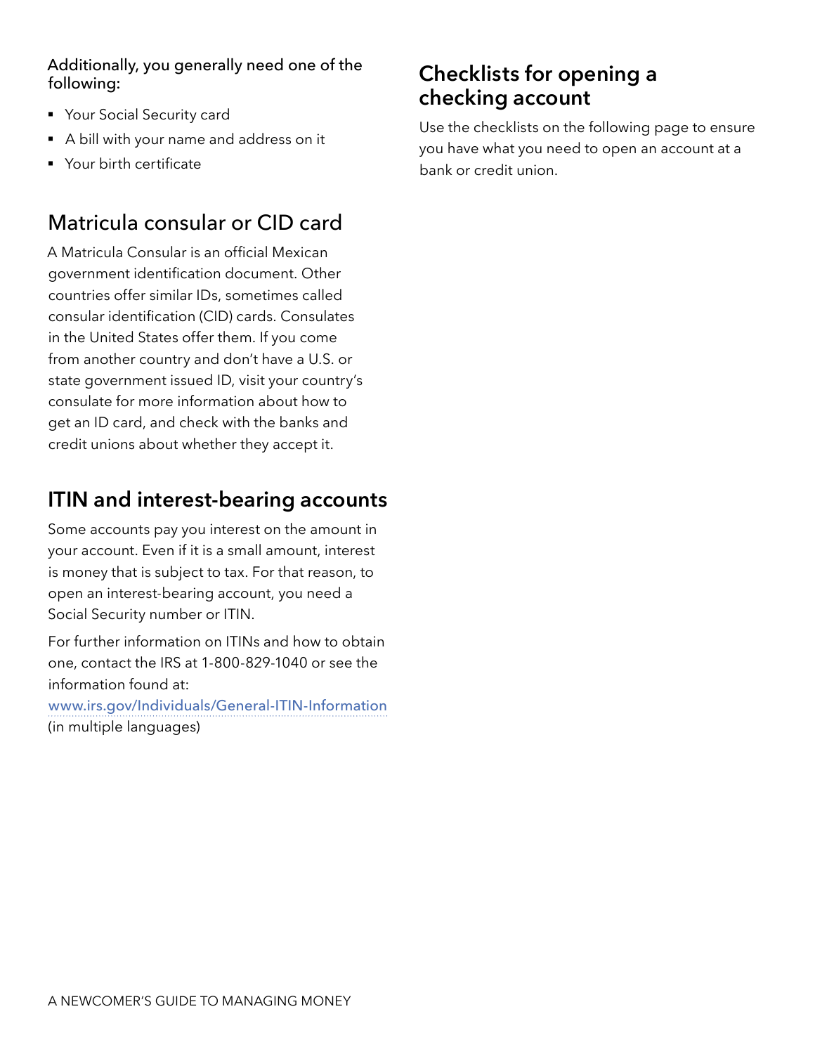Additionally, you generally need one of the following:

- Your Social Security card
- A bill with your name and address on it
- Your birth certificate

## Matricula consular or CID card

A Matricula Consular is an official Mexican government identification document. Other countries offer similar IDs, sometimes called consular identification (CID) cards. Consulates in the United States offer them. If you come from another country and don't have a U.S. or state government issued ID, visit your country's consulate for more information about how to get an ID card, and check with the banks and credit unions about whether they accept it.

## ITIN and interest-bearing accounts

Some accounts pay you interest on the amount in your account. Even if it is a small amount, interest is money that is subject to tax. For that reason, to open an interest-bearing account, you need a Social Security number or ITIN.

For further information on ITINs and how to obtain one, contact the IRS at 1-800-829-1040 or see the information found at: www.irs.gov/Individuals/General-ITIN-Information (in multiple languages)

## Checklists for opening a checking account

Use the checklists on the following page to ensure you have what you need to open an account at a bank or credit union.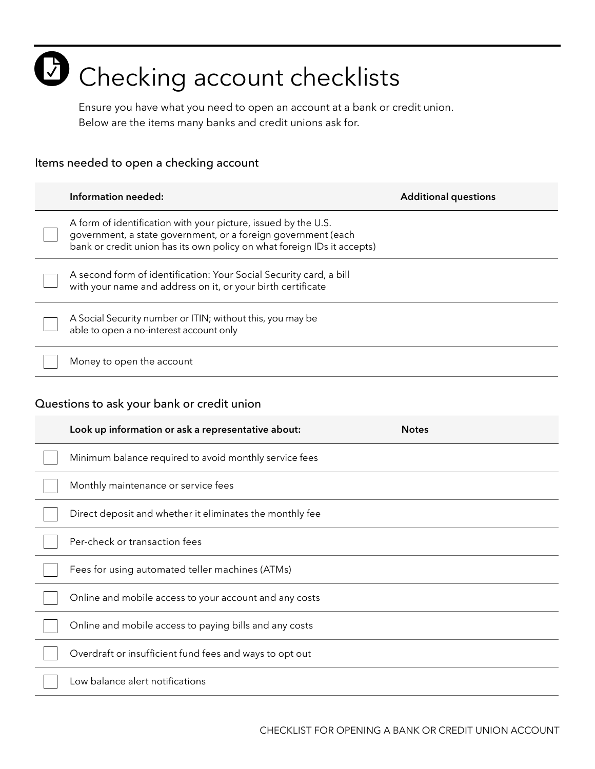# Checking account checklists

Ensure you have what you need to open an account at a bank or credit union. Below are the items many banks and credit unions ask for.

## Items needed to open a checking account

| | Information needed: | Additional questions |
|---|---|---|
| ☐ | A form of identification with your picture, issued by the U.S. government, a state government, or a foreign government (each bank or credit union has its own policy on what foreign IDs it accepts) | |
| ☐ | A second form of identification: Your Social Security card, a bill with your name and address on it, or your birth certificate | |
| ☐ | A Social Security number or ITIN; without this, you may be able to open a no-interest account only | |
| ☐ | Money to open the account | |

## Questions to ask your bank or credit union

| | Look up information or ask a representative about: | Notes |
|---|---|---|
| ☐ | Minimum balance required to avoid monthly service fees | |
| ☐ | Monthly maintenance or service fees | |
| ☐ | Direct deposit and whether it eliminates the monthly fee | |
| ☐ | Per-check or transaction fees | |
| ☐ | Fees for using automated teller machines (ATMs) | |
| ☐ | Online and mobile access to your account and any costs | |
| ☐ | Online and mobile access to paying bills and any costs | |
| ☐ | Overdraft or insufficient fund fees and ways to opt out | |
| ☐ | Low balance alert notifications | |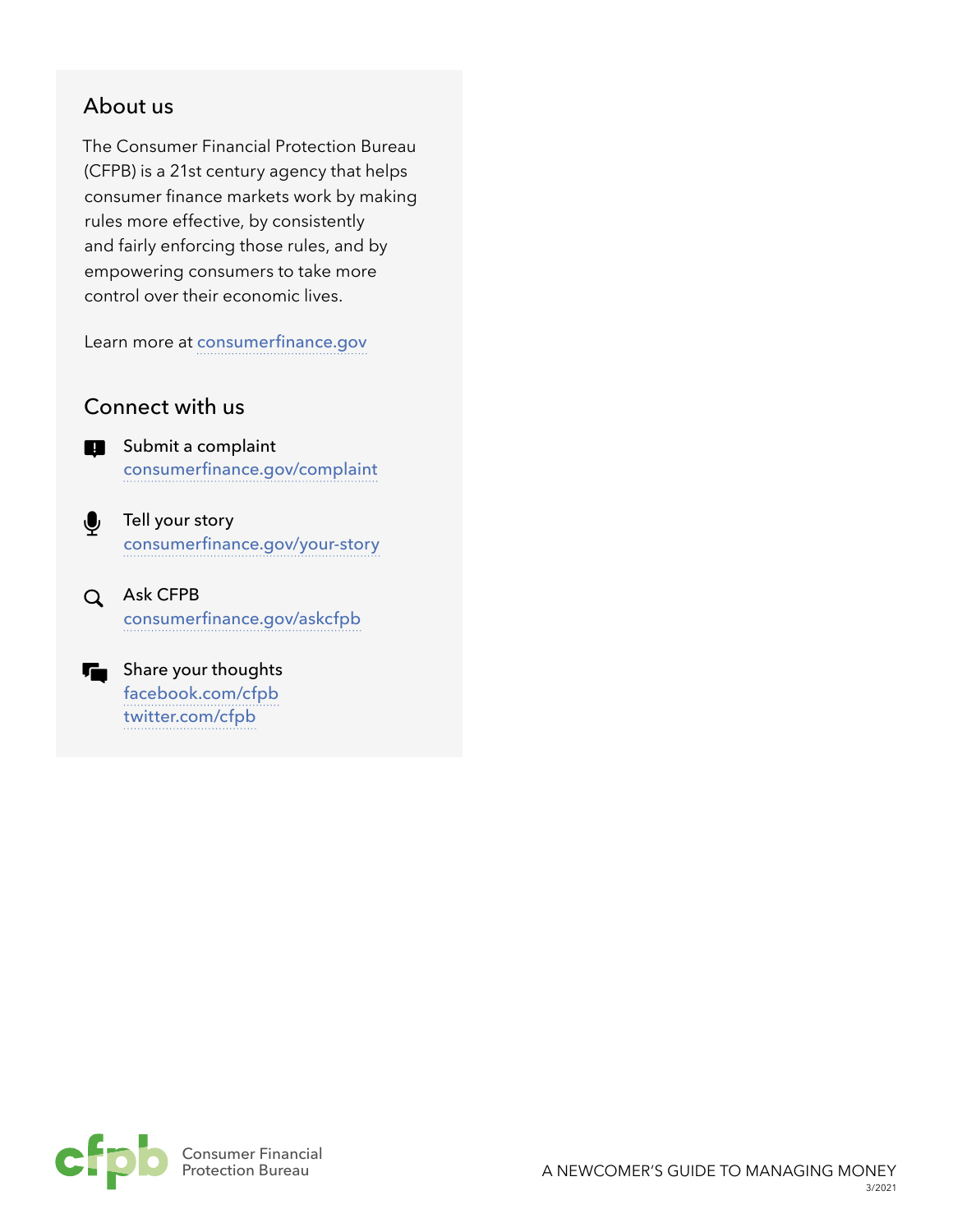## About us

The Consumer Financial Protection Bureau (CFPB) is a 21st century agency that helps consumer finance markets work by making rules more effective, by consistently and fairly enforcing those rules, and by empowering consumers to take more control over their economic lives.

Learn more at consumerfinance.gov

## Connect with us

Submit a complaint
consumerfinance.gov/complaint

Tell your story
consumerfinance.gov/your-story

Ask CFPB
consumerfinance.gov/askcfpb

Share your thoughts
facebook.com/cfpb
twitter.com/cfpb

cfpb Consumer Financial Protection Bureau

A NEWCOMER'S GUIDE TO MANAGING MONEY
3/2021